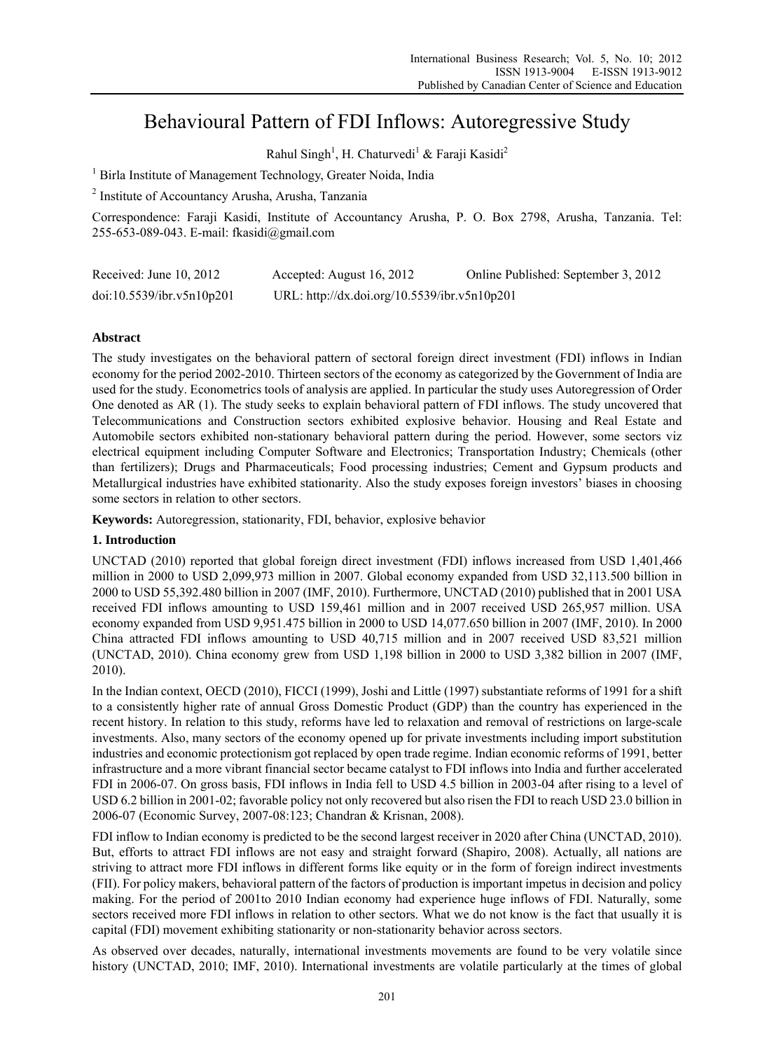# Behavioural Pattern of FDI Inflows: Autoregressive Study

Rahul Singh[1], H. Chaturvedi[1] & Faraji Kasidi[2]

[1] Birla Institute of Management Technology, Greater Noida, India

[2] Institute of Accountancy Arusha, Arusha, Tanzania

Correspondence: Faraji Kasidi, Institute of Accountancy Arusha, P. O. Box 2798, Arusha, Tanzania. Tel: 255-653-089-043. E-mail: fkasidi@gmail.com

Received: June 10, 2012 Accepted: August 16, 2012 Online Published: September 3, 2012

doi:10.5539/ibr.v5n10p201 URL: http://dx.doi.org/10.5539/ibr.v5n10p201

## Abstract

The study investigates on the behavioral pattern of sectoral foreign direct investment (FDI) inflows in Indian economy for the period 2002-2010. Thirteen sectors of the economy as categorized by the Government of India are used for the study. Econometrics tools of analysis are applied. In particular the study uses Autoregression of Order One denoted as AR (1). The study seeks to explain behavioral pattern of FDI inflows. The study uncovered that Telecommunications and Construction sectors exhibited explosive behavior. Housing and Real Estate and Automobile sectors exhibited non-stationary behavioral pattern during the period. However, some sectors viz electrical equipment including Computer Software and Electronics; Transportation Industry; Chemicals (other than fertilizers); Drugs and Pharmaceuticals; Food processing industries; Cement and Gypsum products and Metallurgical industries have exhibited stationarity. Also the study exposes foreign investors' biases in choosing some sectors in relation to other sectors.

**Keywords:** Autoregression, stationarity, FDI, behavior, explosive behavior

## 1. Introduction

UNCTAD (2010) reported that global foreign direct investment (FDI) inflows increased from USD 1,401,466 million in 2000 to USD 2,099,973 million in 2007. Global economy expanded from USD 32,113.500 billion in 2000 to USD 55,392.480 billion in 2007 (IMF, 2010). Furthermore, UNCTAD (2010) published that in 2001 USA received FDI inflows amounting to USD 159,461 million and in 2007 received USD 265,957 million. USA economy expanded from USD 9,951.475 billion in 2000 to USD 14,077.650 billion in 2007 (IMF, 2010). In 2000 China attracted FDI inflows amounting to USD 40,715 million and in 2007 received USD 83,521 million (UNCTAD, 2010). China economy grew from USD 1,198 billion in 2000 to USD 3,382 billion in 2007 (IMF, 2010).

In the Indian context, OECD (2010), FICCI (1999), Joshi and Little (1997) substantiate reforms of 1991 for a shift to a consistently higher rate of annual Gross Domestic Product (GDP) than the country has experienced in the recent history. In relation to this study, reforms have led to relaxation and removal of restrictions on large-scale investments. Also, many sectors of the economy opened up for private investments including import substitution industries and economic protectionism got replaced by open trade regime. Indian economic reforms of 1991, better infrastructure and a more vibrant financial sector became catalyst to FDI inflows into India and further accelerated FDI in 2006-07. On gross basis, FDI inflows in India fell to USD 4.5 billion in 2003-04 after rising to a level of USD 6.2 billion in 2001-02; favorable policy not only recovered but also risen the FDI to reach USD 23.0 billion in 2006-07 (Economic Survey, 2007-08:123; Chandran & Krisnan, 2008).

FDI inflow to Indian economy is predicted to be the second largest receiver in 2020 after China (UNCTAD, 2010). But, efforts to attract FDI inflows are not easy and straight forward (Shapiro, 2008). Actually, all nations are striving to attract more FDI inflows in different forms like equity or in the form of foreign indirect investments (FII). For policy makers, behavioral pattern of the factors of production is important impetus in decision and policy making. For the period of 2001to 2010 Indian economy had experience huge inflows of FDI. Naturally, some sectors received more FDI inflows in relation to other sectors. What we do not know is the fact that usually it is capital (FDI) movement exhibiting stationarity or non-stationarity behavior across sectors.

As observed over decades, naturally, international investments movements are found to be very volatile since history (UNCTAD, 2010; IMF, 2010). International investments are volatile particularly at the times of global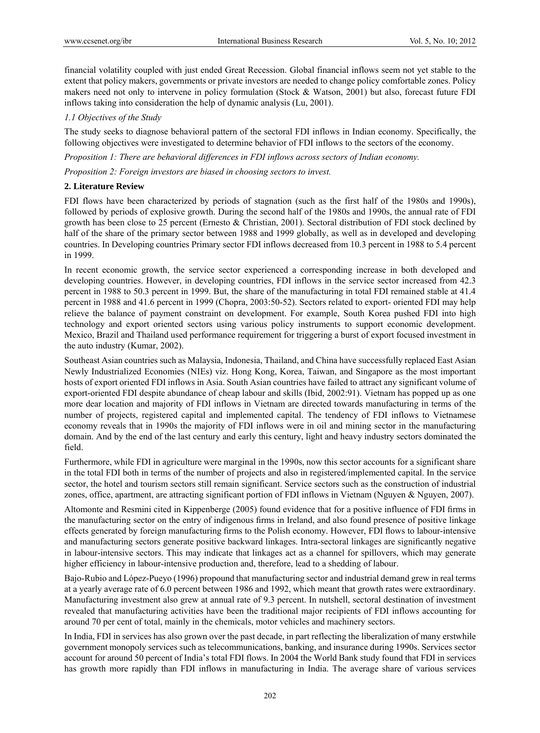financial volatility coupled with just ended Great Recession. Global financial inflows seem not yet stable to the extent that policy makers, governments or private investors are needed to change policy comfortable zones. Policy makers need not only to intervene in policy formulation (Stock & Watson, 2001) but also, forecast future FDI inflows taking into consideration the help of dynamic analysis (Lu, 2001).

### *1.1 Objectives of the Study*

The study seeks to diagnose behavioral pattern of the sectoral FDI inflows in Indian economy. Specifically, the following objectives were investigated to determine behavior of FDI inflows to the sectors of the economy.

*Proposition 1: There are behavioral differences in FDI inflows across sectors of Indian economy.*

*Proposition 2: Foreign investors are biased in choosing sectors to invest.*

## **2. Literature Review**

FDI flows have been characterized by periods of stagnation (such as the first half of the 1980s and 1990s), followed by periods of explosive growth. During the second half of the 1980s and 1990s, the annual rate of FDI growth has been close to 25 percent (Ernesto & Christian, 2001). Sectoral distribution of FDI stock declined by half of the share of the primary sector between 1988 and 1999 globally, as well as in developed and developing countries. In Developing countries Primary sector FDI inflows decreased from 10.3 percent in 1988 to 5.4 percent in 1999.

In recent economic growth, the service sector experienced a corresponding increase in both developed and developing countries. However, in developing countries, FDI inflows in the service sector increased from 42.3 percent in 1988 to 50.3 percent in 1999. But, the share of the manufacturing in total FDI remained stable at 41.4 percent in 1988 and 41.6 percent in 1999 (Chopra, 2003:50-52). Sectors related to export- oriented FDI may help relieve the balance of payment constraint on development. For example, South Korea pushed FDI into high technology and export oriented sectors using various policy instruments to support economic development. Mexico, Brazil and Thailand used performance requirement for triggering a burst of export focused investment in the auto industry (Kumar, 2002).

Southeast Asian countries such as Malaysia, Indonesia, Thailand, and China have successfully replaced East Asian Newly Industrialized Economies (NIEs) viz. Hong Kong, Korea, Taiwan, and Singapore as the most important hosts of export oriented FDI inflows in Asia. South Asian countries have failed to attract any significant volume of export-oriented FDI despite abundance of cheap labour and skills (Ibid, 2002:91). Vietnam has popped up as one more dear location and majority of FDI inflows in Vietnam are directed towards manufacturing in terms of the number of projects, registered capital and implemented capital. The tendency of FDI inflows to Vietnamese economy reveals that in 1990s the majority of FDI inflows were in oil and mining sector in the manufacturing domain. And by the end of the last century and early this century, light and heavy industry sectors dominated the field.

Furthermore, while FDI in agriculture were marginal in the 1990s, now this sector accounts for a significant share in the total FDI both in terms of the number of projects and also in registered/implemented capital. In the service sector, the hotel and tourism sectors still remain significant. Service sectors such as the construction of industrial zones, office, apartment, are attracting significant portion of FDI inflows in Vietnam (Nguyen & Nguyen, 2007).

Altomonte and Resmini cited in Kippenberge (2005) found evidence that for a positive influence of FDI firms in the manufacturing sector on the entry of indigenous firms in Ireland, and also found presence of positive linkage effects generated by foreign manufacturing firms to the Polish economy. However, FDI flows to labour-intensive and manufacturing sectors generate positive backward linkages. Intra-sectoral linkages are significantly negative in labour-intensive sectors. This may indicate that linkages act as a channel for spillovers, which may generate higher efficiency in labour-intensive production and, therefore, lead to a shedding of labour.

Bajo-Rubio and López-Pueyo (1996) propound that manufacturing sector and industrial demand grew in real terms at a yearly average rate of 6.0 percent between 1986 and 1992, which meant that growth rates were extraordinary. Manufacturing investment also grew at annual rate of 9.3 percent. In nutshell, sectoral destination of investment revealed that manufacturing activities have been the traditional major recipients of FDI inflows accounting for around 70 per cent of total, mainly in the chemicals, motor vehicles and machinery sectors.

In India, FDI in services has also grown over the past decade, in part reflecting the liberalization of many erstwhile government monopoly services such as telecommunications, banking, and insurance during 1990s. Services sector account for around 50 percent of India's total FDI flows. In 2004 the World Bank study found that FDI in services has growth more rapidly than FDI inflows in manufacturing in India. The average share of various services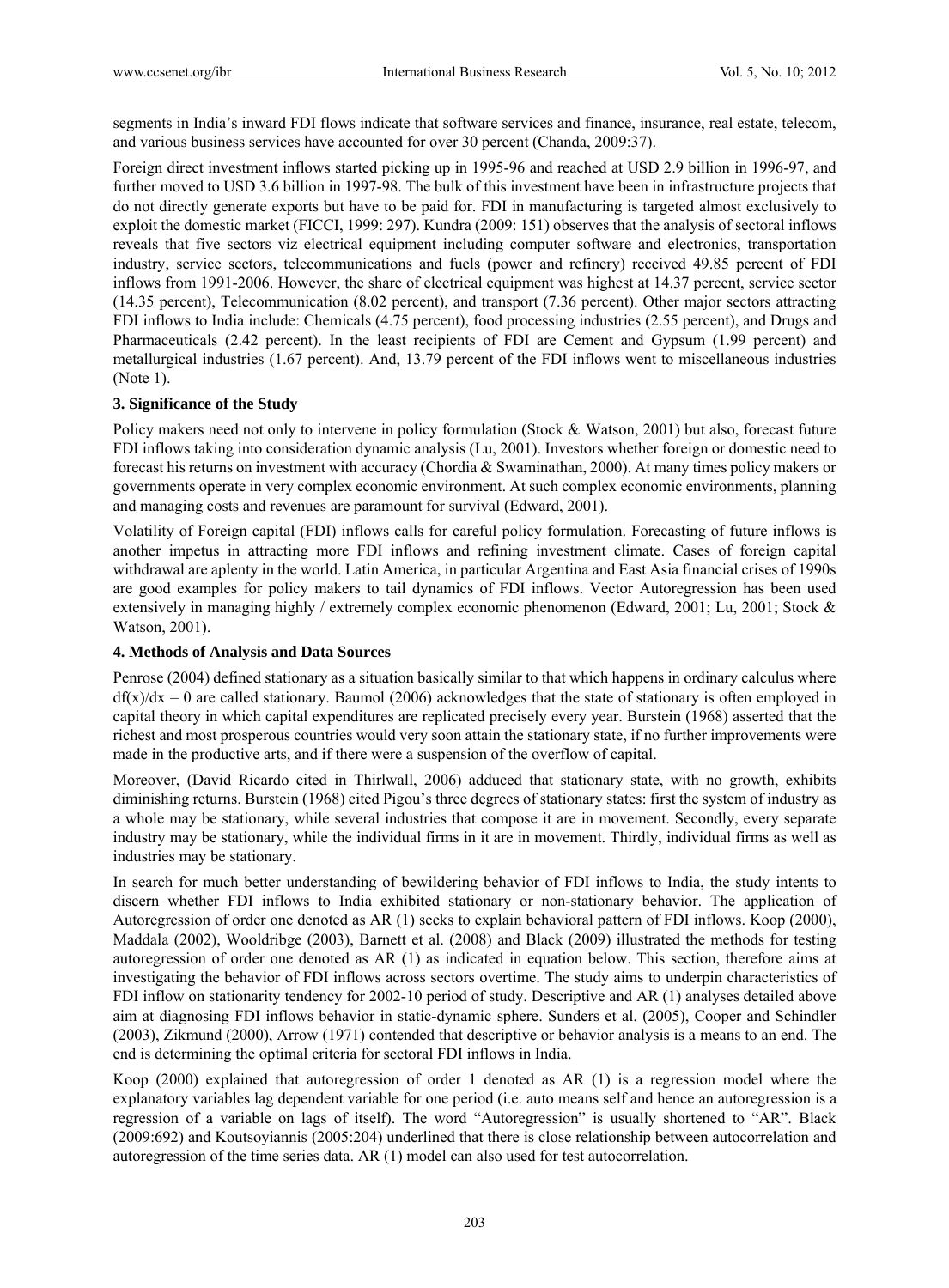segments in India's inward FDI flows indicate that software services and finance, insurance, real estate, telecom, and various business services have accounted for over 30 percent (Chanda, 2009:37).

Foreign direct investment inflows started picking up in 1995-96 and reached at USD 2.9 billion in 1996-97, and further moved to USD 3.6 billion in 1997-98. The bulk of this investment have been in infrastructure projects that do not directly generate exports but have to be paid for. FDI in manufacturing is targeted almost exclusively to exploit the domestic market (FICCI, 1999: 297). Kundra (2009: 151) observes that the analysis of sectoral inflows reveals that five sectors viz electrical equipment including computer software and electronics, transportation industry, service sectors, telecommunications and fuels (power and refinery) received 49.85 percent of FDI inflows from 1991-2006. However, the share of electrical equipment was highest at 14.37 percent, service sector (14.35 percent), Telecommunication (8.02 percent), and transport (7.36 percent). Other major sectors attracting FDI inflows to India include: Chemicals (4.75 percent), food processing industries (2.55 percent), and Drugs and Pharmaceuticals (2.42 percent). In the least recipients of FDI are Cement and Gypsum (1.99 percent) and metallurgical industries (1.67 percent). And, 13.79 percent of the FDI inflows went to miscellaneous industries (Note 1).

## 3. Significance of the Study

Policy makers need not only to intervene in policy formulation (Stock & Watson, 2001) but also, forecast future FDI inflows taking into consideration dynamic analysis (Lu, 2001). Investors whether foreign or domestic need to forecast his returns on investment with accuracy (Chordia & Swaminathan, 2000). At many times policy makers or governments operate in very complex economic environment. At such complex economic environments, planning and managing costs and revenues are paramount for survival (Edward, 2001).

Volatility of Foreign capital (FDI) inflows calls for careful policy formulation. Forecasting of future inflows is another impetus in attracting more FDI inflows and refining investment climate. Cases of foreign capital withdrawal are aplenty in the world. Latin America, in particular Argentina and East Asia financial crises of 1990s are good examples for policy makers to tail dynamics of FDI inflows. Vector Autoregression has been used extensively in managing highly / extremely complex economic phenomenon (Edward, 2001; Lu, 2001; Stock & Watson, 2001).

## 4. Methods of Analysis and Data Sources

Penrose (2004) defined stationary as a situation basically similar to that which happens in ordinary calculus where $df(x)/dx = 0$ are called stationary. Baumol (2006) acknowledges that the state of stationary is often employed in capital theory in which capital expenditures are replicated precisely every year. Burstein (1968) asserted that the richest and most prosperous countries would very soon attain the stationary state, if no further improvements were made in the productive arts, and if there were a suspension of the overflow of capital.

Moreover, (David Ricardo cited in Thirlwall, 2006) adduced that stationary state, with no growth, exhibits diminishing returns. Burstein (1968) cited Pigou's three degrees of stationary states: first the system of industry as a whole may be stationary, while several industries that compose it are in movement. Secondly, every separate industry may be stationary, while the individual firms in it are in movement. Thirdly, individual firms as well as industries may be stationary.

In search for much better understanding of bewildering behavior of FDI inflows to India, the study intents to discern whether FDI inflows to India exhibited stationary or non-stationary behavior. The application of Autoregression of order one denoted as AR (1) seeks to explain behavioral pattern of FDI inflows. Koop (2000), Maddala (2002), Wooldribge (2003), Barnett et al. (2008) and Black (2009) illustrated the methods for testing autoregression of order one denoted as AR (1) as indicated in equation below. This section, therefore aims at investigating the behavior of FDI inflows across sectors overtime. The study aims to underpin characteristics of FDI inflow on stationarity tendency for 2002-10 period of study. Descriptive and AR (1) analyses detailed above aim at diagnosing FDI inflows behavior in static-dynamic sphere. Sunders et al. (2005), Cooper and Schindler (2003), Zikmund (2000), Arrow (1971) contended that descriptive or behavior analysis is a means to an end. The end is determining the optimal criteria for sectoral FDI inflows in India.

Koop (2000) explained that autoregression of order 1 denoted as AR (1) is a regression model where the explanatory variables lag dependent variable for one period (i.e. auto means self and hence an autoregression is a regression of a variable on lags of itself). The word "Autoregression" is usually shortened to "AR". Black (2009:692) and Koutsoyiannis (2005:204) underlined that there is close relationship between autocorrelation and autoregression of the time series data. AR (1) model can also used for test autocorrelation.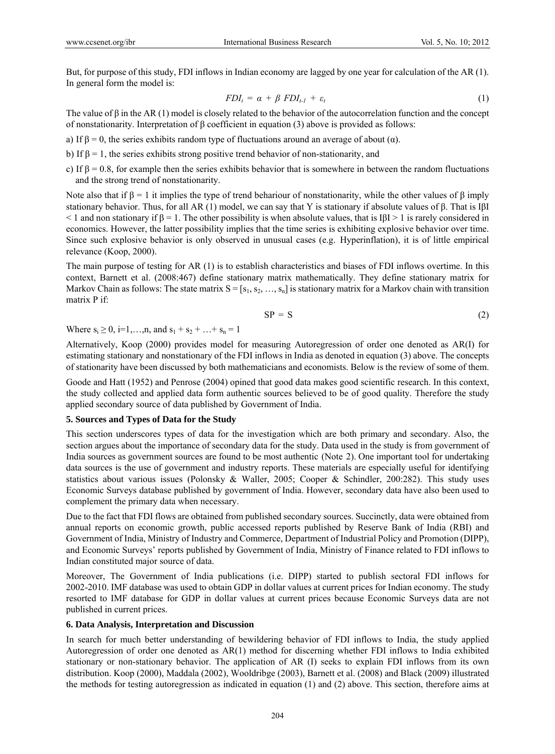But, for purpose of this study, FDI inflows in Indian economy are lagged by one year for calculation of the AR (1). In general form the model is:

$$FDI_t = \alpha + \beta \; FDI_{t-1} + \varepsilon_t \tag{1}$$

The value of β in the AR (1) model is closely related to the behavior of the autocorrelation function and the concept of nonstationarity. Interpretation of β coefficient in equation (3) above is provided as follows:

a) If $\beta = 0$, the series exhibits random type of fluctuations around an average of about (α).

b) If $\beta = 1$, the series exhibits strong positive trend behavior of non-stationarity, and

c) If $\beta = 0.8$, for example then the series exhibits behavior that is somewhere in between the random fluctuations and the strong trend of nonstationarity.

Note also that if $\beta = 1$ it implies the type of trend behariour of nonstationarity, while the other values of β imply stationary behavior. Thus, for all AR (1) model, we can say that Y is stationary if absolute values of β. That is IβI < 1 and non stationary if $\beta = 1$. The other possibility is when absolute values, that is IβI > 1 is rarely considered in economics. However, the latter possibility implies that the time series is exhibiting explosive behavior over time. Since such explosive behavior is only observed in unusual cases (e.g. Hyperinflation), it is of little empirical relevance (Koop, 2000).

The main purpose of testing for AR (1) is to establish characteristics and biases of FDI inflows overtime. In this context, Barnett et al. (2008:467) define stationary matrix mathematically. They define stationary matrix for Markov Chain as follows: The state matrix $S = [s_1, s_2, \ldots, s_n]$ is stationary matrix for a Markov chain with transition matrix P if:

$$SP = S \tag{2}$$

Where $s_i \geq 0$, $i=1,\ldots,n$, and $s_1 + s_2 + \ldots + s_n = 1$

Alternatively, Koop (2000) provides model for measuring Autoregression of order one denoted as AR(I) for estimating stationary and nonstationary of the FDI inflows in India as denoted in equation (3) above. The concepts of stationarity have been discussed by both mathematicians and economists. Below is the review of some of them.

Goode and Hatt (1952) and Penrose (2004) opined that good data makes good scientific research. In this context, the study collected and applied data form authentic sources believed to be of good quality. Therefore the study applied secondary source of data published by Government of India.

## 5. Sources and Types of Data for the Study

This section underscores types of data for the investigation which are both primary and secondary. Also, the section argues about the importance of secondary data for the study. Data used in the study is from government of India sources as government sources are found to be most authentic (Note 2). One important tool for undertaking data sources is the use of government and industry reports. These materials are especially useful for identifying statistics about various issues (Polonsky & Waller, 2005; Cooper & Schindler, 200:282). This study uses Economic Surveys database published by government of India. However, secondary data have also been used to complement the primary data when necessary.

Due to the fact that FDI flows are obtained from published secondary sources. Succinctly, data were obtained from annual reports on economic growth, public accessed reports published by Reserve Bank of India (RBI) and Government of India, Ministry of Industry and Commerce, Department of Industrial Policy and Promotion (DIPP), and Economic Surveys' reports published by Government of India, Ministry of Finance related to FDI inflows to Indian constituted major source of data.

Moreover, The Government of India publications (i.e. DIPP) started to publish sectoral FDI inflows for 2002-2010. IMF database was used to obtain GDP in dollar values at current prices for Indian economy. The study resorted to IMF database for GDP in dollar values at current prices because Economic Surveys data are not published in current prices.

## 6. Data Analysis, Interpretation and Discussion

In search for much better understanding of bewildering behavior of FDI inflows to India, the study applied Autoregression of order one denoted as AR(1) method for discerning whether FDI inflows to India exhibited stationary or non-stationary behavior. The application of AR (I) seeks to explain FDI inflows from its own distribution. Koop (2000), Maddala (2002), Wooldribge (2003), Barnett et al. (2008) and Black (2009) illustrated the methods for testing autoregression as indicated in equation (1) and (2) above. This section, therefore aims at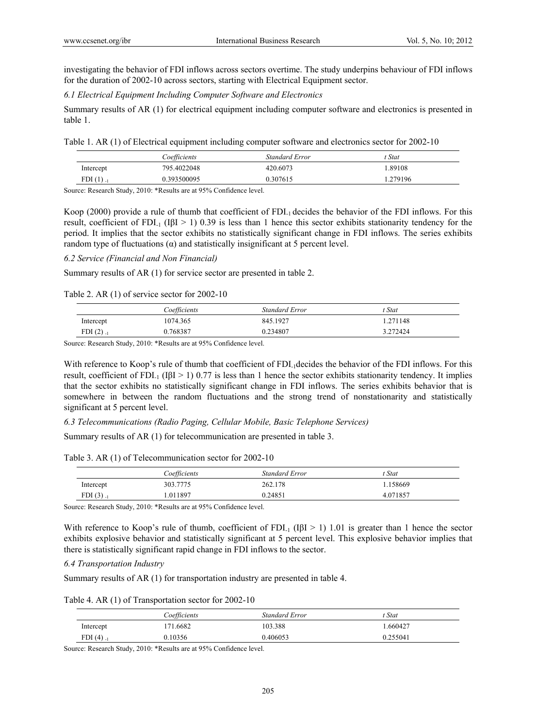investigating the behavior of FDI inflows across sectors overtime. The study underpins behaviour of FDI inflows for the duration of 2002-10 across sectors, starting with Electrical Equipment sector.

### *6.1 Electrical Equipment Including Computer Software and Electronics*

Summary results of AR (1) for electrical equipment including computer software and electronics is presented in table 1.

Table 1. AR (1) of Electrical equipment including computer software and electronics sector for 2002-10

| | *Coefficients* | *Standard Error* | *t Stat* |
|---|---|---|---|
| Intercept | 795.4022048 | 420.6073 | 1.89108 |
| FDI (1) $_{-1}$ | 0.393500095 | 0.307615 | 1.279196 |

Source: Research Study, 2010: *Results are at 95% Confidence level.

Koop (2000) provide a rule of thumb that coefficient of $FDI_{-1}$ decides the behavior of the FDI inflows. For this result, coefficient of $FDI_{-1}$ ($I\beta I > 1$) 0.39 is less than 1 hence this sector exhibits stationarity tendency for the period. It implies that the sector exhibits no statistically significant change in FDI inflows. The series exhibits random type of fluctuations ($\alpha$) and statistically insignificant at 5 percent level.

### *6.2 Service (Financial and Non Financial)*

Summary results of AR (1) for service sector are presented in table 2.

Table 2. AR (1) of service sector for 2002-10

| | *Coefficients* | *Standard Error* | *t Stat* |
|---|---|---|---|
| Intercept | 1074.365 | 845.1927 | 1.271148 |
| FDI (2) $_{-1}$ | 0.768387 | 0.234807 | 3.272424 |

Source: Research Study, 2010: *Results are at 95% Confidence level.

With reference to Koop's rule of thumb that coefficient of $FDI_{-1}$decides the behavior of the FDI inflows. For this result, coefficient of $FDI_{-1}$ ($I\beta I > 1$) 0.77 is less than 1 hence the sector exhibits stationarity tendency. It implies that the sector exhibits no statistically significant change in FDI inflows. The series exhibits behavior that is somewhere in between the random fluctuations and the strong trend of nonstationarity and statistically significant at 5 percent level.

### *6.3 Telecommunications (Radio Paging, Cellular Mobile, Basic Telephone Services)*

Summary results of AR (1) for telecommunication are presented in table 3.

Table 3. AR (1) of Telecommunication sector for 2002-10

| | *Coefficients* | *Standard Error* | *t Stat* |
|---|---|---|---|
| Intercept | 303.7775 | 262.178 | 1.158669 |
| FDI (3) $_{-1}$ | 1.011897 | 0.24851 | 4.071857 |

Source: Research Study, 2010: *Results are at 95% Confidence level.

With reference to Koop's rule of thumb, coefficient of $FDI_{-1}$ ($I\beta I > 1$) 1.01 is greater than 1 hence the sector exhibits explosive behavior and statistically significant at 5 percent level. This explosive behavior implies that there is statistically significant rapid change in FDI inflows to the sector.

### *6.4 Transportation Industry*

Summary results of AR (1) for transportation industry are presented in table 4.

Table 4. AR (1) of Transportation sector for 2002-10

| | *Coefficients* | *Standard Error* | *t Stat* |
|---|---|---|---|
| Intercept | 171.6682 | 103.388 | 1.660427 |
| FDI (4) $_{-1}$ | 0.10356 | 0.406053 | 0.255041 |

Source: Research Study, 2010: *Results are at 95% Confidence level.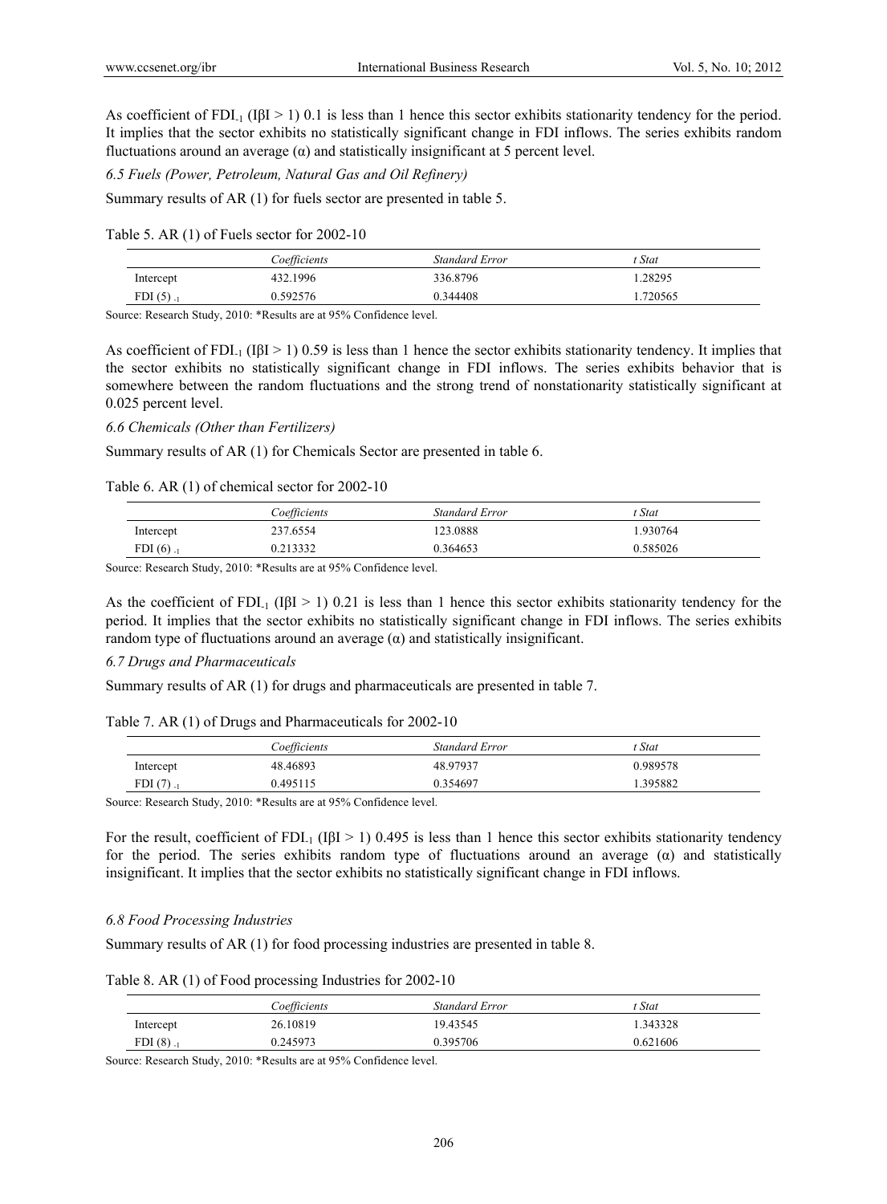As coefficient of $FDI_{-1}$ ($|\beta| > 1$) 0.1 is less than 1 hence this sector exhibits stationarity tendency for the period. It implies that the sector exhibits no statistically significant change in FDI inflows. The series exhibits random fluctuations around an average ($\alpha$) and statistically insignificant at 5 percent level.

*6.5 Fuels (Power, Petroleum, Natural Gas and Oil Refinery)*

Summary results of AR (1) for fuels sector are presented in table 5.

Table 5. AR (1) of Fuels sector for 2002-10

| | *Coefficients* | *Standard Error* | *t Stat* |
|---|---|---|---|
| Intercept | 432.1996 | 336.8796 | 1.28295 |
| $FDI(5)_{-1}$ | 0.592576 | 0.344408 | 1.720565 |

Source: Research Study, 2010: *Results are at 95% Confidence level.

As coefficient of $FDI_{-1}$ ($|\beta| > 1$) 0.59 is less than 1 hence the sector exhibits stationarity tendency. It implies that the sector exhibits no statistically significant change in FDI inflows. The series exhibits behavior that is somewhere between the random fluctuations and the strong trend of nonstationarity statistically significant at 0.025 percent level.

*6.6 Chemicals (Other than Fertilizers)*

Summary results of AR (1) for Chemicals Sector are presented in table 6.

Table 6. AR (1) of chemical sector for 2002-10

| | *Coefficients* | *Standard Error* | *t Stat* |
|---|---|---|---|
| Intercept | 237.6554 | 123.0888 | 1.930764 |
| $FDI(6)_{-1}$ | 0.213332 | 0.364653 | 0.585026 |

Source: Research Study, 2010: *Results are at 95% Confidence level.

As the coefficient of $FDI_{-1}$ ($|\beta| > 1$) 0.21 is less than 1 hence this sector exhibits stationarity tendency for the period. It implies that the sector exhibits no statistically significant change in FDI inflows. The series exhibits random type of fluctuations around an average ($\alpha$) and statistically insignificant.

*6.7 Drugs and Pharmaceuticals*

Summary results of AR (1) for drugs and pharmaceuticals are presented in table 7.

Table 7. AR (1) of Drugs and Pharmaceuticals for 2002-10

| | *Coefficients* | *Standard Error* | *t Stat* |
|---|---|---|---|
| Intercept | 48.46893 | 48.97937 | 0.989578 |
| $FDI(7)_{-1}$ | 0.495115 | 0.354697 | 1.395882 |

Source: Research Study, 2010: *Results are at 95% Confidence level.

For the result, coefficient of $FDI_{-1}$ ($|\beta| > 1$) 0.495 is less than 1 hence this sector exhibits stationarity tendency for the period. The series exhibits random type of fluctuations around an average ($\alpha$) and statistically insignificant. It implies that the sector exhibits no statistically significant change in FDI inflows.

*6.8 Food Processing Industries*

Summary results of AR (1) for food processing industries are presented in table 8.

Table 8. AR (1) of Food processing Industries for 2002-10

| | *Coefficients* | *Standard Error* | *t Stat* |
|---|---|---|---|
| Intercept | 26.10819 | 19.43545 | 1.343328 |
| $FDI(8)_{-1}$ | 0.245973 | 0.395706 | 0.621606 |

Source: Research Study, 2010: *Results are at 95% Confidence level.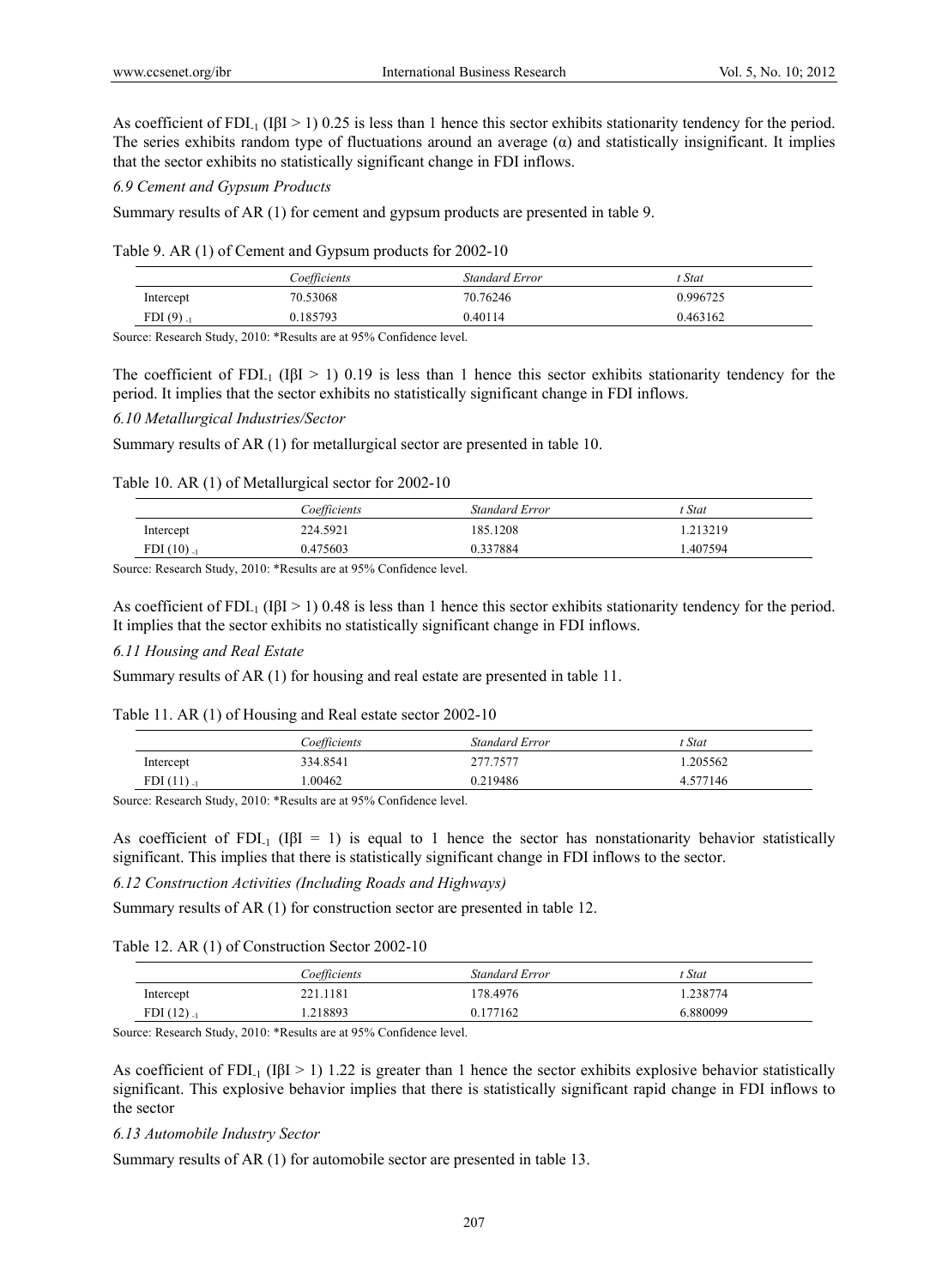As coefficient of $FDI_{-1}$ ($I\beta I > 1$) 0.25 is less than 1 hence this sector exhibits stationarity tendency for the period. The series exhibits random type of fluctuations around an average ($\alpha$) and statistically insignificant. It implies that the sector exhibits no statistically significant change in FDI inflows.

### *6.9 Cement and Gypsum Products*

Summary results of AR (1) for cement and gypsum products are presented in table 9.

Table 9. AR (1) of Cement and Gypsum products for 2002-10

| | *Coefficients* | *Standard Error* | *t Stat* |
|---|---|---|---|
| Intercept | 70.53068 | 70.76246 | 0.996725 |
| $FDI(9)_{-1}$ | 0.185793 | 0.40114 | 0.463162 |

Source: Research Study, 2010: *Results are at 95% Confidence level.

The coefficient of $FDI_{-1}$ ($I\beta I > 1$) 0.19 is less than 1 hence this sector exhibits stationarity tendency for the period. It implies that the sector exhibits no statistically significant change in FDI inflows.

### *6.10 Metallurgical Industries/Sector*

Summary results of AR (1) for metallurgical sector are presented in table 10.

Table 10. AR (1) of Metallurgical sector for 2002-10

| | *Coefficients* | *Standard Error* | *t Stat* |
|---|---|---|---|
| Intercept | 224.5921 | 185.1208 | 1.213219 |
| $FDI(10)_{-1}$ | 0.475603 | 0.337884 | 1.407594 |

Source: Research Study, 2010: *Results are at 95% Confidence level.

As coefficient of $FDI_{-1}$ ($I\beta I > 1$) 0.48 is less than 1 hence this sector exhibits stationarity tendency for the period. It implies that the sector exhibits no statistically significant change in FDI inflows.

### *6.11 Housing and Real Estate*

Summary results of AR (1) for housing and real estate are presented in table 11.

Table 11. AR (1) of Housing and Real estate sector 2002-10

| | *Coefficients* | *Standard Error* | *t Stat* |
|---|---|---|---|
| Intercept | 334.8541 | 277.7577 | 1.205562 |
| $FDI(11)_{-1}$ | 1.00462 | 0.219486 | 4.577146 |

Source: Research Study, 2010: *Results are at 95% Confidence level.

As coefficient of $FDI_{-1}$ ($I\beta I = 1$) is equal to 1 hence the sector has nonstationarity behavior statistically significant. This implies that there is statistically significant change in FDI inflows to the sector.

### *6.12 Construction Activities (Including Roads and Highways)*

Summary results of AR (1) for construction sector are presented in table 12.

Table 12. AR (1) of Construction Sector 2002-10

| | *Coefficients* | *Standard Error* | *t Stat* |
|---|---|---|---|
| Intercept | 221.1181 | 178.4976 | 1.238774 |
| $FDI(12)_{-1}$ | 1.218893 | 0.177162 | 6.880099 |

Source: Research Study, 2010: *Results are at 95% Confidence level.

As coefficient of $FDI_{-1}$ ($I\beta I > 1$) 1.22 is greater than 1 hence the sector exhibits explosive behavior statistically significant. This explosive behavior implies that there is statistically significant rapid change in FDI inflows to the sector

### *6.13 Automobile Industry Sector*

Summary results of AR (1) for automobile sector are presented in table 13.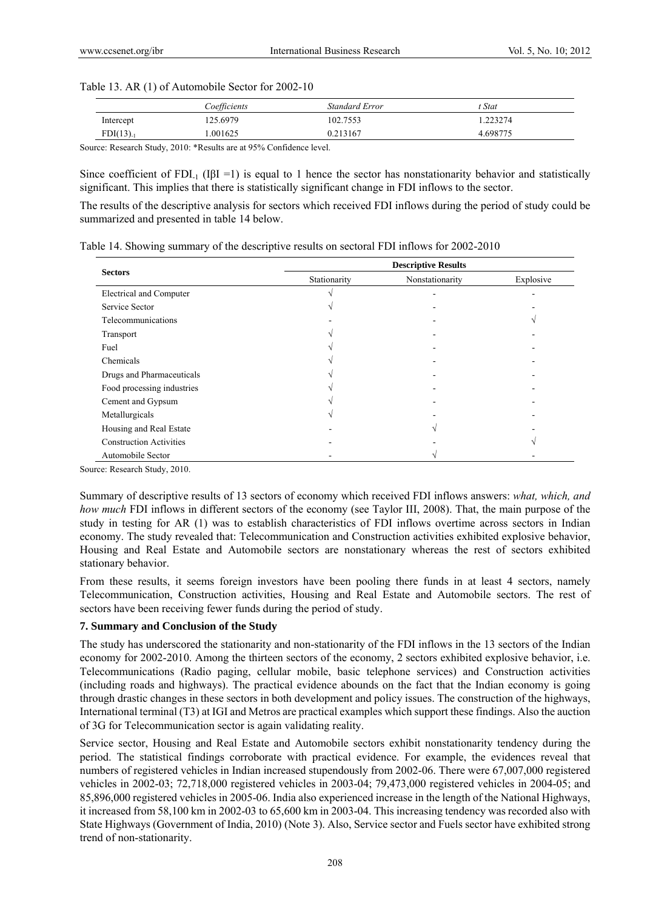Table 13. AR (1) of Automobile Sector for 2002-10

| | *Coefficients* | *Standard Error* | *t Stat* |
|---|---|---|---|
| Intercept | 125.6979 | 102.7553 | 1.223274 |
| $FDI(13)_{-1}$ | 1.001625 | 0.213167 | 4.698775 |

Source: Research Study, 2010: *Results are at 95% Confidence level.

Since coefficient of $FDI_{-1}$ ($|\beta| = 1$) is equal to 1 hence the sector has nonstationarity behavior and statistically significant. This implies that there is statistically significant change in FDI inflows to the sector.

The results of the descriptive analysis for sectors which received FDI inflows during the period of study could be summarized and presented in table 14 below.

Table 14. Showing summary of the descriptive results on sectoral FDI inflows for 2002-2010

| **Sectors** | **Descriptive Results** | | |
|---|---|---|---|
| | Stationarity | Nonstationarity | Explosive |
| Electrical and Computer | √ | - | - |
| Service Sector | √ | - | - |
| Telecommunications | - | - | √ |
| Transport | √ | - | - |
| Fuel | √ | - | - |
| Chemicals | √ | - | - |
| Drugs and Pharmaceuticals | √ | - | - |
| Food processing industries | √ | - | - |
| Cement and Gypsum | √ | - | - |
| Metallurgicals | √ | - | - |
| Housing and Real Estate | - | √ | - |
| Construction Activities | - | - | √ |
| Automobile Sector | - | √ | - |

Source: Research Study, 2010.

Summary of descriptive results of 13 sectors of economy which received FDI inflows answers: *what, which, and how much* FDI inflows in different sectors of the economy (see Taylor III, 2008). That, the main purpose of the study in testing for AR (1) was to establish characteristics of FDI inflows overtime across sectors in Indian economy. The study revealed that: Telecommunication and Construction activities exhibited explosive behavior, Housing and Real Estate and Automobile sectors are nonstationary whereas the rest of sectors exhibited stationary behavior.

From these results, it seems foreign investors have been pooling there funds in at least 4 sectors, namely Telecommunication, Construction activities, Housing and Real Estate and Automobile sectors. The rest of sectors have been receiving fewer funds during the period of study.

### 7. Summary and Conclusion of the Study

The study has underscored the stationarity and non-stationarity of the FDI inflows in the 13 sectors of the Indian economy for 2002-2010. Among the thirteen sectors of the economy, 2 sectors exhibited explosive behavior, i.e. Telecommunications (Radio paging, cellular mobile, basic telephone services) and Construction activities (including roads and highways). The practical evidence abounds on the fact that the Indian economy is going through drastic changes in these sectors in both development and policy issues. The construction of the highways, International terminal (T3) at IGI and Metros are practical examples which support these findings. Also the auction of 3G for Telecommunication sector is again validating reality.

Service sector, Housing and Real Estate and Automobile sectors exhibit nonstationarity tendency during the period. The statistical findings corroborate with practical evidence. For example, the evidences reveal that numbers of registered vehicles in Indian increased stupendously from 2002-06. There were 67,007,000 registered vehicles in 2002-03; 72,718,000 registered vehicles in 2003-04; 79,473,000 registered vehicles in 2004-05; and 85,896,000 registered vehicles in 2005-06. India also experienced increase in the length of the National Highways, it increased from 58,100 km in 2002-03 to 65,600 km in 2003-04. This increasing tendency was recorded also with State Highways (Government of India, 2010) (Note 3). Also, Service sector and Fuels sector have exhibited strong trend of non-stationarity.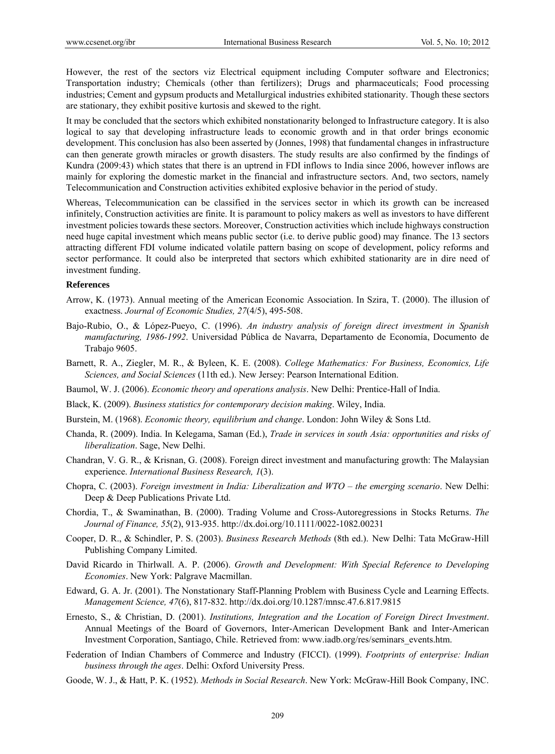However, the rest of the sectors viz Electrical equipment including Computer software and Electronics; Transportation industry; Chemicals (other than fertilizers); Drugs and pharmaceuticals; Food processing industries; Cement and gypsum products and Metallurgical industries exhibited stationarity. Though these sectors are stationary, they exhibit positive kurtosis and skewed to the right.

It may be concluded that the sectors which exhibited nonstationarity belonged to Infrastructure category. It is also logical to say that developing infrastructure leads to economic growth and in that order brings economic development. This conclusion has also been asserted by (Jonnes, 1998) that fundamental changes in infrastructure can then generate growth miracles or growth disasters. The study results are also confirmed by the findings of Kundra (2009:43) which states that there is an uptrend in FDI inflows to India since 2006, however inflows are mainly for exploring the domestic market in the financial and infrastructure sectors. And, two sectors, namely Telecommunication and Construction activities exhibited explosive behavior in the period of study.

Whereas, Telecommunication can be classified in the services sector in which its growth can be increased infinitely, Construction activities are finite. It is paramount to policy makers as well as investors to have different investment policies towards these sectors. Moreover, Construction activities which include highways construction need huge capital investment which means public sector (i.e. to derive public good) may finance. The 13 sectors attracting different FDI volume indicated volatile pattern basing on scope of development, policy reforms and sector performance. It could also be interpreted that sectors which exhibited stationarity are in dire need of investment funding.

## References

Arrow, K. (1973). Annual meeting of the American Economic Association. In Szira, T. (2000). The illusion of exactness. *Journal of Economic Studies, 27*(4/5), 495-508.

Bajo-Rubio, O., & López-Pueyo, C. (1996). *An industry analysis of foreign direct investment in Spanish manufacturing, 1986-1992*. Universidad Pública de Navarra, Departamento de Economía, Documento de Trabajo 9605.

Barnett, R. A., Ziegler, M. R., & Byleen, K. E. (2008). *College Mathematics: For Business, Economics, Life Sciences, and Social Sciences* (11th ed.). New Jersey: Pearson International Edition.

Baumol, W. J. (2006). *Economic theory and operations analysis*. New Delhi: Prentice-Hall of India.

Black, K. (2009). *Business statistics for contemporary decision making*. Wiley, India.

Burstein, M. (1968). *Economic theory, equilibrium and change*. London: John Wiley & Sons Ltd.

Chanda, R. (2009). India. In Kelegama, Saman (Ed.), *Trade in services in south Asia: opportunities and risks of liberalization*. Sage, New Delhi.

Chandran, V. G. R., & Krisnan, G. (2008). Foreign direct investment and manufacturing growth: The Malaysian experience. *International Business Research, 1*(3).

Chopra, C. (2003). *Foreign investment in India: Liberalization and WTO – the emerging scenario*. New Delhi: Deep & Deep Publications Private Ltd.

Chordia, T., & Swaminathan, B. (2000). Trading Volume and Cross-Autoregressions in Stocks Returns. *The Journal of Finance, 55*(2), 913-935. http://dx.doi.org/10.1111/0022-1082.00231

Cooper, D. R., & Schindler, P. S. (2003). *Business Research Methods* (8th ed.). New Delhi: Tata McGraw-Hill Publishing Company Limited.

David Ricardo in Thirlwall. A. P. (2006). *Growth and Development: With Special Reference to Developing Economies*. New York: Palgrave Macmillan.

Edward, G. A. Jr. (2001). The Nonstationary Staff-Planning Problem with Business Cycle and Learning Effects. *Management Science, 47*(6), 817-832. http://dx.doi.org/10.1287/mnsc.47.6.817.9815

Ernesto, S., & Christian, D. (2001). *Institutions, Integration and the Location of Foreign Direct Investment*. Annual Meetings of the Board of Governors, Inter-American Development Bank and Inter-American Investment Corporation, Santiago, Chile. Retrieved from: www.iadb.org/res/seminars_events.htm.

Federation of Indian Chambers of Commerce and Industry (FICCI). (1999). *Footprints of enterprise: Indian business through the ages*. Delhi: Oxford University Press.

Goode, W. J., & Hatt, P. K. (1952). *Methods in Social Research*. New York: McGraw-Hill Book Company, INC.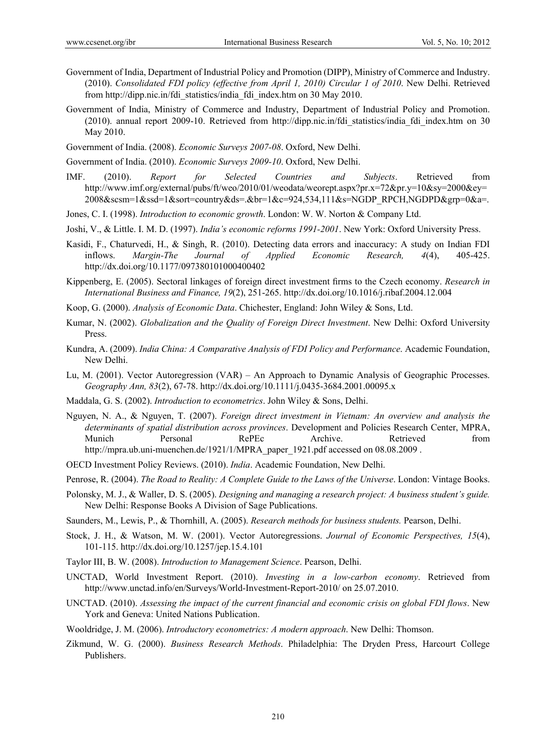Government of India, Department of Industrial Policy and Promotion (DIPP), Ministry of Commerce and Industry. (2010). *Consolidated FDI policy (effective from April 1, 2010) Circular 1 of 2010*. New Delhi. Retrieved from http://dipp.nic.in/fdi_statistics/india_fdi_index.htm on 30 May 2010.

Government of India, Ministry of Commerce and Industry, Department of Industrial Policy and Promotion. (2010). annual report 2009-10. Retrieved from http://dipp.nic.in/fdi_statistics/india_fdi_index.htm on 30 May 2010.

Government of India. (2008). *Economic Surveys 2007-08*. Oxford, New Delhi.

Government of India. (2010). *Economic Surveys 2009-10*. Oxford, New Delhi.

IMF. (2010). *Report for Selected Countries and Subjects*. Retrieved from http://www.imf.org/external/pubs/ft/weo/2010/01/weodata/weorept.aspx?pr.x=72&pr.y=10&sy=2000&ey=2008&scsm=1&ssd=1&sort=country&ds=.&br=1&c=924,534,111&s=NGDP_RPCH,NGDPD&grp=0&a=.

Jones, C. I. (1998). *Introduction to economic growth*. London: W. W. Norton & Company Ltd.

Joshi, V., & Little. I. M. D. (1997). *India's economic reforms 1991-2001*. New York: Oxford University Press.

Kasidi, F., Chaturvedi, H., & Singh, R. (2010). Detecting data errors and inaccuracy: A study on Indian FDI inflows. *Margin-The Journal of Applied Economic Research, 4*(4), 405-425. http://dx.doi.org/10.1177/097380101000400402

Kippenberg, E. (2005). Sectoral linkages of foreign direct investment firms to the Czech economy. *Research in International Business and Finance, 19*(2), 251-265. http://dx.doi.org/10.1016/j.ribaf.2004.12.004

Koop, G. (2000). *Analysis of Economic Data*. Chichester, England: John Wiley & Sons, Ltd.

Kumar, N. (2002). *Globalization and the Quality of Foreign Direct Investment*. New Delhi: Oxford University Press.

Kundra, A. (2009). *India China: A Comparative Analysis of FDI Policy and Performance*. Academic Foundation, New Delhi.

Lu, M. (2001). Vector Autoregression (VAR) – An Approach to Dynamic Analysis of Geographic Processes. *Geography Ann, 83*(2), 67-78. http://dx.doi.org/10.1111/j.0435-3684.2001.00095.x

Maddala, G. S. (2002). *Introduction to econometrics*. John Wiley & Sons, Delhi.

Nguyen, N. A., & Nguyen, T. (2007). *Foreign direct investment in Vietnam: An overview and analysis the determinants of spatial distribution across provinces*. Development and Policies Research Center, MPRA, Munich Personal RePEc Archive. Retrieved from http://mpra.ub.uni-muenchen.de/1921/1/MPRA_paper_1921.pdf accessed on 08.08.2009 .

OECD Investment Policy Reviews. (2010). *India*. Academic Foundation, New Delhi.

Penrose, R. (2004). *The Road to Reality: A Complete Guide to the Laws of the Universe*. London: Vintage Books.

Polonsky, M. J., & Waller, D. S. (2005). *Designing and managing a research project: A business student's guide.* New Delhi: Response Books A Division of Sage Publications.

Saunders, M., Lewis, P., & Thornhill, A. (2005). *Research methods for business students.* Pearson, Delhi.

Stock, J. H., & Watson, M. W. (2001). Vector Autoregressions. *Journal of Economic Perspectives, 15*(4), 101-115. http://dx.doi.org/10.1257/jep.15.4.101

Taylor III, B. W. (2008). *Introduction to Management Science*. Pearson, Delhi.

UNCTAD, World Investment Report. (2010). *Investing in a low-carbon economy*. Retrieved from http://www.unctad.info/en/Surveys/World-Investment-Report-2010/ on 25.07.2010.

UNCTAD. (2010). *Assessing the impact of the current financial and economic crisis on global FDI flows*. New York and Geneva: United Nations Publication.

Wooldridge, J. M. (2006). *Introductory econometrics: A modern approach*. New Delhi: Thomson.

Zikmund, W. G. (2000). *Business Research Methods*. Philadelphia: The Dryden Press, Harcourt College Publishers.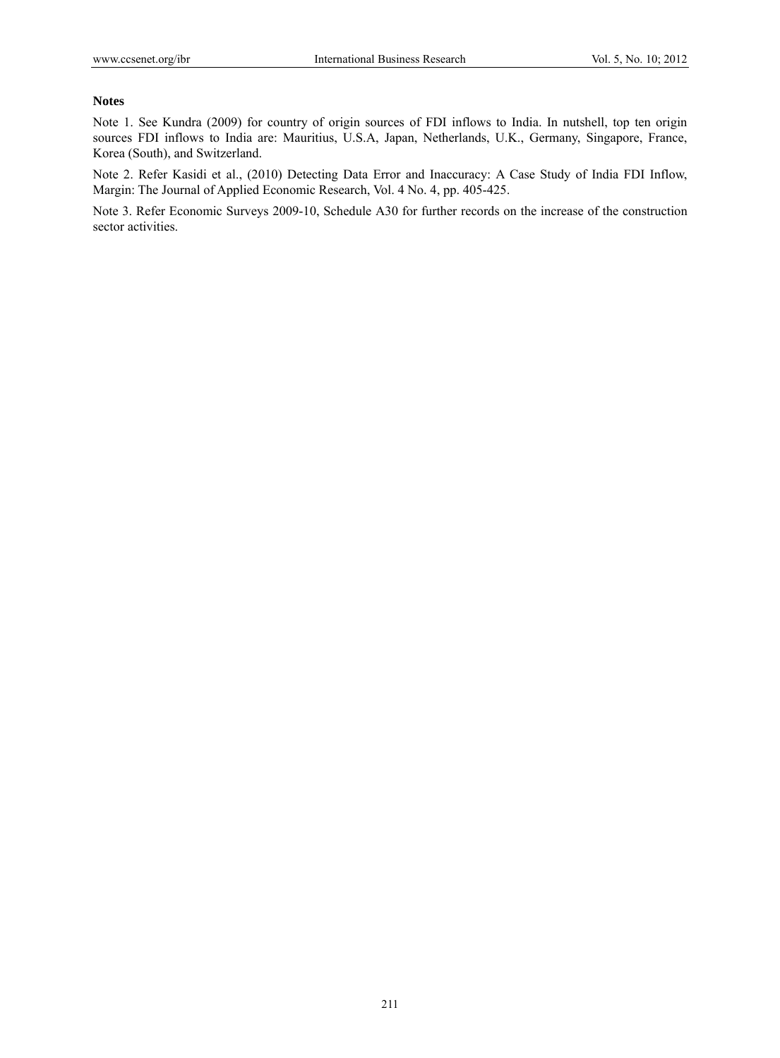**Notes**

Note 1. See Kundra (2009) for country of origin sources of FDI inflows to India. In nutshell, top ten origin sources FDI inflows to India are: Mauritius, U.S.A, Japan, Netherlands, U.K., Germany, Singapore, France, Korea (South), and Switzerland.

Note 2. Refer Kasidi et al., (2010) Detecting Data Error and Inaccuracy: A Case Study of India FDI Inflow, Margin: The Journal of Applied Economic Research, Vol. 4 No. 4, pp. 405-425.

Note 3. Refer Economic Surveys 2009-10, Schedule A30 for further records on the increase of the construction sector activities.